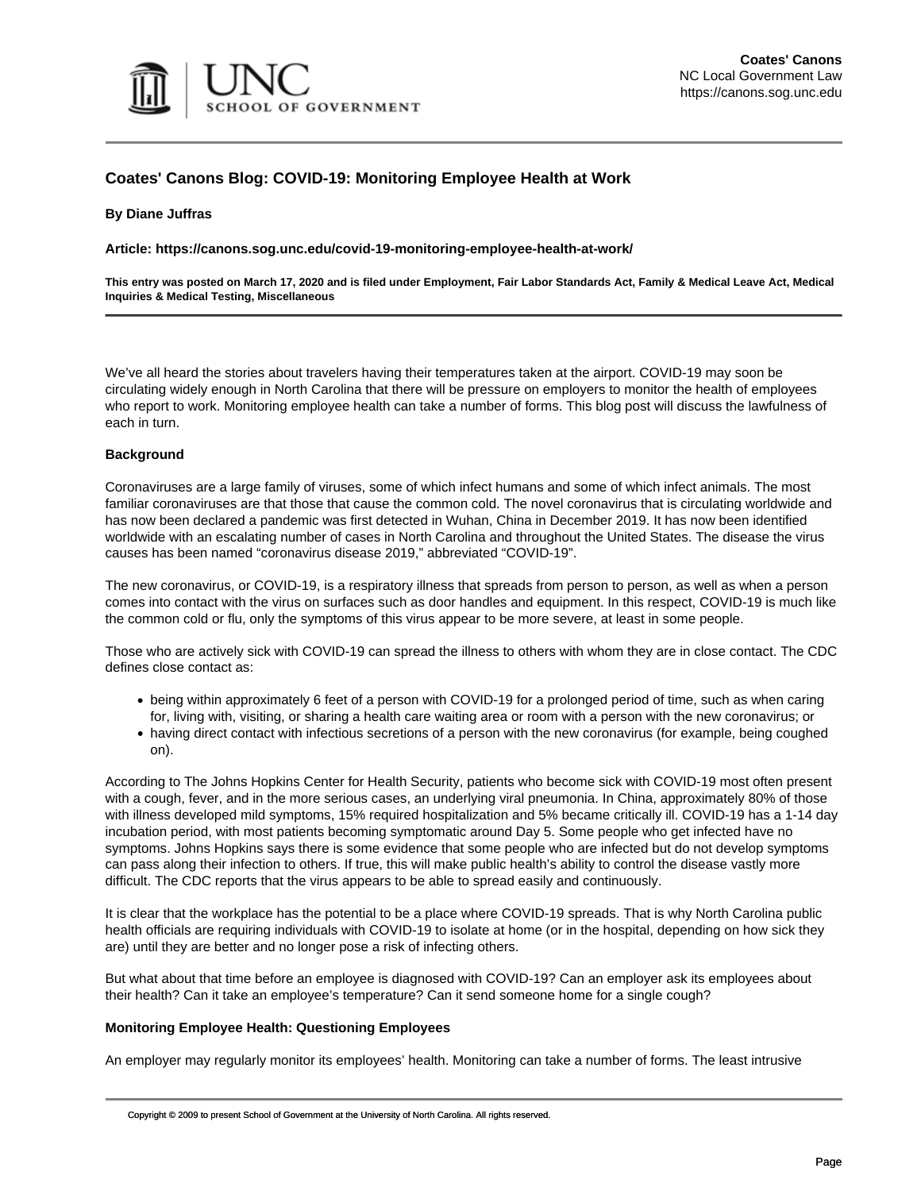# Coates' Canons Blog: COVID-19: Monitoring Employee Health at Work

**By Diane Juffras**

**Article: https://canons.sog.unc.edu/covid-19-monitoring-employee-health-at-work/**

**This entry was posted on March 17, 2020 and is filed under Employment, Fair Labor Standards Act, Family & Medical Leave Act, Medical Inquiries & Medical Testing, Miscellaneous**

---

We've all heard the stories about travelers having their temperatures taken at the airport. COVID-19 may soon be circulating widely enough in North Carolina that there will be pressure on employers to monitor the health of employees who report to work. Monitoring employee health can take a number of forms. This blog post will discuss the lawfulness of each in turn.

**Background**

Coronaviruses are a large family of viruses, some of which infect humans and some of which infect animals. The most familiar coronaviruses are that those that cause the common cold. The novel coronavirus that is circulating worldwide and has now been declared a pandemic was first detected in Wuhan, China in December 2019. It has now been identified worldwide with an escalating number of cases in North Carolina and throughout the United States. The disease the virus causes has been named "coronavirus disease 2019," abbreviated "COVID-19".

The new coronavirus, or COVID-19, is a respiratory illness that spreads from person to person, as well as when a person comes into contact with the virus on surfaces such as door handles and equipment. In this respect, COVID-19 is much like the common cold or flu, only the symptoms of this virus appear to be more severe, at least in some people.

Those who are actively sick with COVID-19 can spread the illness to others with whom they are in close contact. The CDC defines close contact as:

- being within approximately 6 feet of a person with COVID-19 for a prolonged period of time, such as when caring for, living with, visiting, or sharing a health care waiting area or room with a person with the new coronavirus; or
- having direct contact with infectious secretions of a person with the new coronavirus (for example, being coughed on).

According to The Johns Hopkins Center for Health Security, patients who become sick with COVID-19 most often present with a cough, fever, and in the more serious cases, an underlying viral pneumonia. In China, approximately 80% of those with illness developed mild symptoms, 15% required hospitalization and 5% became critically ill. COVID-19 has a 1-14 day incubation period, with most patients becoming symptomatic around Day 5. Some people who get infected have no symptoms. Johns Hopkins says there is some evidence that some people who are infected but do not develop symptoms can pass along their infection to others. If true, this will make public health's ability to control the disease vastly more difficult. The CDC reports that the virus appears to be able to spread easily and continuously.

It is clear that the workplace has the potential to be a place where COVID-19 spreads. That is why North Carolina public health officials are requiring individuals with COVID-19 to isolate at home (or in the hospital, depending on how sick they are) until they are better and no longer pose a risk of infecting others.

But what about that time before an employee is diagnosed with COVID-19? Can an employer ask its employees about their health? Can it take an employee's temperature? Can it send someone home for a single cough?

**Monitoring Employee Health: Questioning Employees**

An employer may regularly monitor its employees' health. Monitoring can take a number of forms. The least intrusive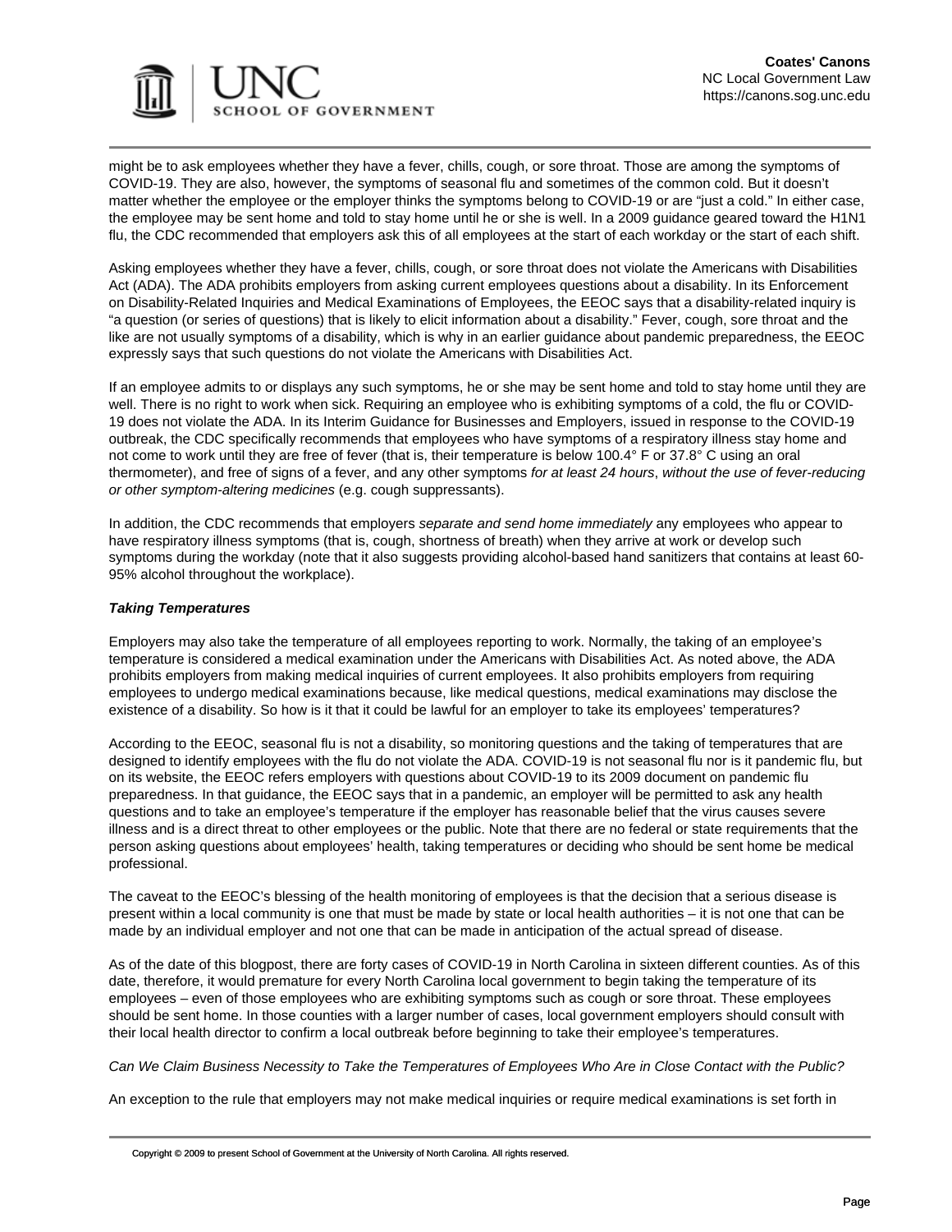might be to ask employees whether they have a fever, chills, cough, or sore throat. Those are among the symptoms of COVID-19. They are also, however, the symptoms of seasonal flu and sometimes of the common cold. But it doesn't matter whether the employee or the employer thinks the symptoms belong to COVID-19 or are "just a cold." In either case, the employee may be sent home and told to stay home until he or she is well. In a 2009 guidance geared toward the H1N1 flu, the CDC recommended that employers ask this of all employees at the start of each workday or the start of each shift.

Asking employees whether they have a fever, chills, cough, or sore throat does not violate the Americans with Disabilities Act (ADA). The ADA prohibits employers from asking current employees questions about a disability. In its Enforcement on Disability-Related Inquiries and Medical Examinations of Employees, the EEOC says that a disability-related inquiry is "a question (or series of questions) that is likely to elicit information about a disability." Fever, cough, sore throat and the like are not usually symptoms of a disability, which is why in an earlier guidance about pandemic preparedness, the EEOC expressly says that such questions do not violate the Americans with Disabilities Act.

If an employee admits to or displays any such symptoms, he or she may be sent home and told to stay home until they are well. There is no right to work when sick. Requiring an employee who is exhibiting symptoms of a cold, the flu or COVID-19 does not violate the ADA. In its Interim Guidance for Businesses and Employers, issued in response to the COVID-19 outbreak, the CDC specifically recommends that employees who have symptoms of a respiratory illness stay home and not come to work until they are free of fever (that is, their temperature is below 100.4° F or 37.8° C using an oral thermometer), and free of signs of a fever, and any other symptoms *for at least 24 hours*, *without the use of fever-reducing or other symptom-altering medicines* (e.g. cough suppressants).

In addition, the CDC recommends that employers *separate and send home immediately* any employees who appear to have respiratory illness symptoms (that is, cough, shortness of breath) when they arrive at work or develop such symptoms during the workday (note that it also suggests providing alcohol-based hand sanitizers that contains at least 60-95% alcohol throughout the workplace).

***Taking Temperatures***

Employers may also take the temperature of all employees reporting to work. Normally, the taking of an employee's temperature is considered a medical examination under the Americans with Disabilities Act. As noted above, the ADA prohibits employers from making medical inquiries of current employees. It also prohibits employers from requiring employees to undergo medical examinations because, like medical questions, medical examinations may disclose the existence of a disability. So how is it that it could be lawful for an employer to take its employees' temperatures?

According to the EEOC, seasonal flu is not a disability, so monitoring questions and the taking of temperatures that are designed to identify employees with the flu do not violate the ADA. COVID-19 is not seasonal flu nor is it pandemic flu, but on its website, the EEOC refers employers with questions about COVID-19 to its 2009 document on pandemic flu preparedness. In that guidance, the EEOC says that in a pandemic, an employer will be permitted to ask any health questions and to take an employee's temperature if the employer has reasonable belief that the virus causes severe illness and is a direct threat to other employees or the public. Note that there are no federal or state requirements that the person asking questions about employees' health, taking temperatures or deciding who should be sent home be medical professional.

The caveat to the EEOC's blessing of the health monitoring of employees is that the decision that a serious disease is present within a local community is one that must be made by state or local health authorities – it is not one that can be made by an individual employer and not one that can be made in anticipation of the actual spread of disease.

As of the date of this blogpost, there are forty cases of COVID-19 in North Carolina in sixteen different counties. As of this date, therefore, it would premature for every North Carolina local government to begin taking the temperature of its employees – even of those employees who are exhibiting symptoms such as cough or sore throat. These employees should be sent home. In those counties with a larger number of cases, local government employers should consult with their local health director to confirm a local outbreak before beginning to take their employee's temperatures.

*Can We Claim Business Necessity to Take the Temperatures of Employees Who Are in Close Contact with the Public?*

An exception to the rule that employers may not make medical inquiries or require medical examinations is set forth in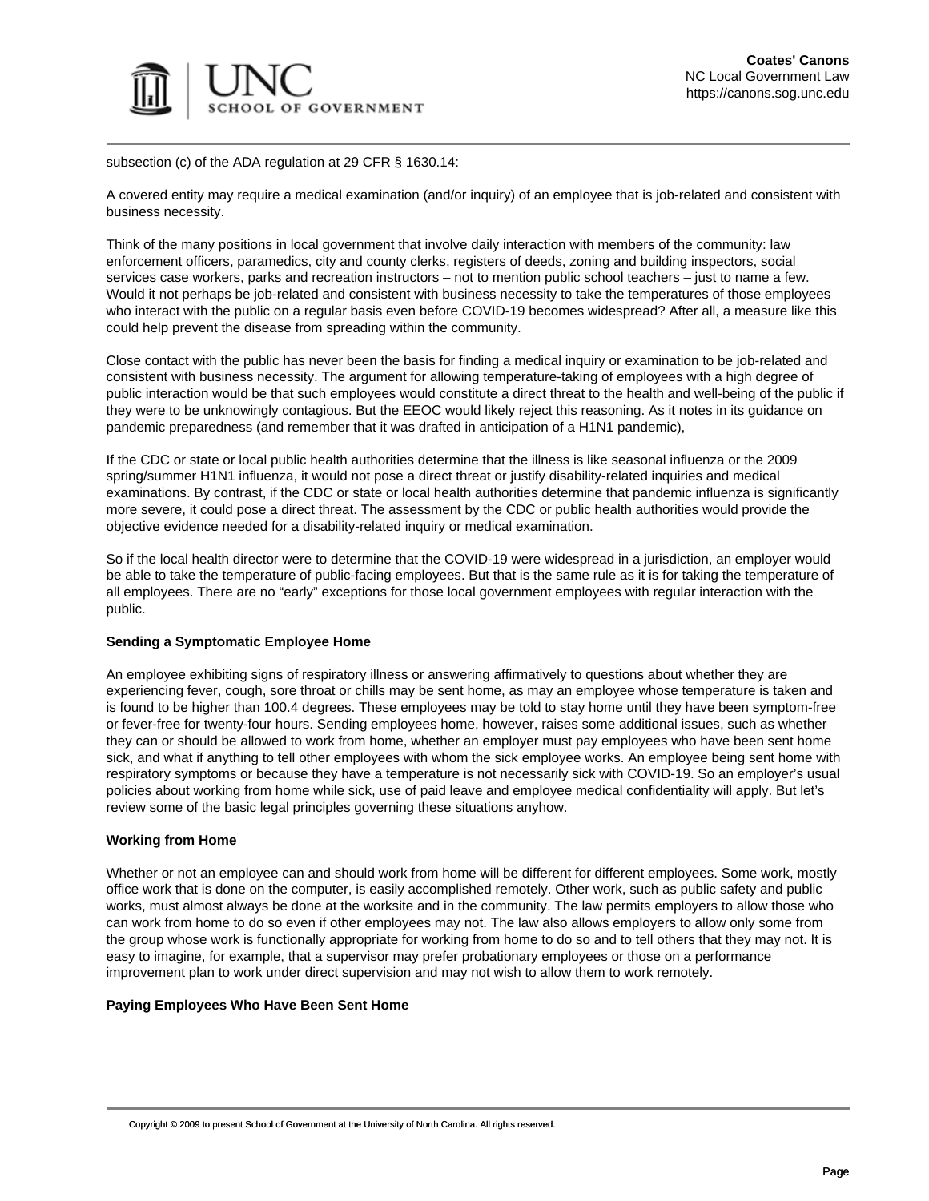subsection (c) of the ADA regulation at 29 CFR § 1630.14:

A covered entity may require a medical examination (and/or inquiry) of an employee that is job-related and consistent with business necessity.

Think of the many positions in local government that involve daily interaction with members of the community: law enforcement officers, paramedics, city and county clerks, registers of deeds, zoning and building inspectors, social services case workers, parks and recreation instructors – not to mention public school teachers – just to name a few. Would it not perhaps be job-related and consistent with business necessity to take the temperatures of those employees who interact with the public on a regular basis even before COVID-19 becomes widespread? After all, a measure like this could help prevent the disease from spreading within the community.

Close contact with the public has never been the basis for finding a medical inquiry or examination to be job-related and consistent with business necessity. The argument for allowing temperature-taking of employees with a high degree of public interaction would be that such employees would constitute a direct threat to the health and well-being of the public if they were to be unknowingly contagious. But the EEOC would likely reject this reasoning. As it notes in its guidance on pandemic preparedness (and remember that it was drafted in anticipation of a H1N1 pandemic),

If the CDC or state or local public health authorities determine that the illness is like seasonal influenza or the 2009 spring/summer H1N1 influenza, it would not pose a direct threat or justify disability-related inquiries and medical examinations. By contrast, if the CDC or state or local health authorities determine that pandemic influenza is significantly more severe, it could pose a direct threat. The assessment by the CDC or public health authorities would provide the objective evidence needed for a disability-related inquiry or medical examination.

So if the local health director were to determine that the COVID-19 were widespread in a jurisdiction, an employer would be able to take the temperature of public-facing employees. But that is the same rule as it is for taking the temperature of all employees. There are no "early" exceptions for those local government employees with regular interaction with the public.

**Sending a Symptomatic Employee Home**

An employee exhibiting signs of respiratory illness or answering affirmatively to questions about whether they are experiencing fever, cough, sore throat or chills may be sent home, as may an employee whose temperature is taken and is found to be higher than 100.4 degrees. These employees may be told to stay home until they have been symptom-free or fever-free for twenty-four hours. Sending employees home, however, raises some additional issues, such as whether they can or should be allowed to work from home, whether an employer must pay employees who have been sent home sick, and what if anything to tell other employees with whom the sick employee works. An employee being sent home with respiratory symptoms or because they have a temperature is not necessarily sick with COVID-19. So an employer's usual policies about working from home while sick, use of paid leave and employee medical confidentiality will apply. But let's review some of the basic legal principles governing these situations anyhow.

**Working from Home**

Whether or not an employee can and should work from home will be different for different employees. Some work, mostly office work that is done on the computer, is easily accomplished remotely. Other work, such as public safety and public works, must almost always be done at the worksite and in the community. The law permits employers to allow those who can work from home to do so even if other employees may not. The law also allows employers to allow only some from the group whose work is functionally appropriate for working from home to do so and to tell others that they may not. It is easy to imagine, for example, that a supervisor may prefer probationary employees or those on a performance improvement plan to work under direct supervision and may not wish to allow them to work remotely.

**Paying Employees Who Have Been Sent Home**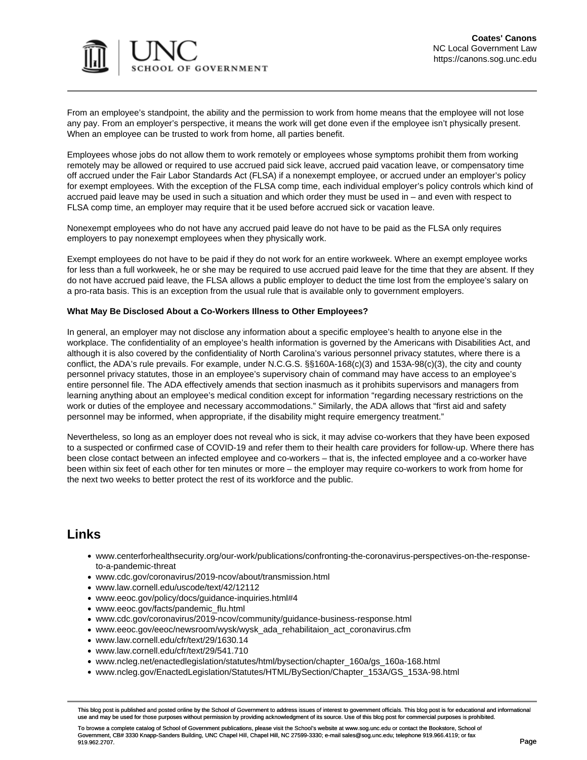From an employee's standpoint, the ability and the permission to work from home means that the employee will not lose any pay. From an employer's perspective, it means the work will get done even if the employee isn't physically present. When an employee can be trusted to work from home, all parties benefit.

Employees whose jobs do not allow them to work remotely or employees whose symptoms prohibit them from working remotely may be allowed or required to use accrued paid sick leave, accrued paid vacation leave, or compensatory time off accrued under the Fair Labor Standards Act (FLSA) if a nonexempt employee, or accrued under an employer's policy for exempt employees. With the exception of the FLSA comp time, each individual employer's policy controls which kind of accrued paid leave may be used in such a situation and which order they must be used in – and even with respect to FLSA comp time, an employer may require that it be used before accrued sick or vacation leave.

Nonexempt employees who do not have any accrued paid leave do not have to be paid as the FLSA only requires employers to pay nonexempt employees when they physically work.

Exempt employees do not have to be paid if they do not work for an entire workweek. Where an exempt employee works for less than a full workweek, he or she may be required to use accrued paid leave for the time that they are absent. If they do not have accrued paid leave, the FLSA allows a public employer to deduct the time lost from the employee's salary on a pro-rata basis. This is an exception from the usual rule that is available only to government employers.

**What May Be Disclosed About a Co-Workers Illness to Other Employees?**

In general, an employer may not disclose any information about a specific employee's health to anyone else in the workplace. The confidentiality of an employee's health information is governed by the Americans with Disabilities Act, and although it is also covered by the confidentiality of North Carolina's various personnel privacy statutes, where there is a conflict, the ADA's rule prevails. For example, under N.C.G.S. §§160A-168(c)(3) and 153A-98(c)(3), the city and county personnel privacy statutes, those in an employee's supervisory chain of command may have access to an employee's entire personnel file. The ADA effectively amends that section inasmuch as it prohibits supervisors and managers from learning anything about an employee's medical condition except for information "regarding necessary restrictions on the work or duties of the employee and necessary accommodations." Similarly, the ADA allows that "first aid and safety personnel may be informed, when appropriate, if the disability might require emergency treatment."

Nevertheless, so long as an employer does not reveal who is sick, it may advise co-workers that they have been exposed to a suspected or confirmed case of COVID-19 and refer them to their health care providers for follow-up. Where there has been close contact between an infected employee and co-workers – that is, the infected employee and a co-worker have been within six feet of each other for ten minutes or more – the employer may require co-workers to work from home for the next two weeks to better protect the rest of its workforce and the public.

## Links

- www.centerforhealthsecurity.org/our-work/publications/confronting-the-coronavirus-perspectives-on-the-response-to-a-pandemic-threat
- www.cdc.gov/coronavirus/2019-ncov/about/transmission.html
- www.law.cornell.edu/uscode/text/42/12112
- www.eeoc.gov/policy/docs/guidance-inquiries.html#4
- www.eeoc.gov/facts/pandemic_flu.html
- www.cdc.gov/coronavirus/2019-ncov/community/guidance-business-response.html
- www.eeoc.gov/eeoc/newsroom/wysk/wysk_ada_rehabilitaion_act_coronavirus.cfm
- www.law.cornell.edu/cfr/text/29/1630.14
- www.law.cornell.edu/cfr/text/29/541.710
- www.ncleg.net/enactedlegislation/statutes/html/bysection/chapter_160a/gs_160a-168.html
- www.ncleg.gov/EnactedLegislation/Statutes/HTML/BySection/Chapter_153A/GS_153A-98.html

This blog post is published and posted online by the School of Government to address issues of interest to government officials. This blog post is for educational and informational use and may be used for those purposes without permission by providing acknowledgment of its source. Use of this blog post for commercial purposes is prohibited.

To browse a complete catalog of School of Government publications, please visit the School's website at www.sog.unc.edu or contact the Bookstore, School of Government, CB# 3330 Knapp-Sanders Building, UNC Chapel Hill, Chapel Hill, NC 27599-3330; e-mail sales@sog.unc.edu; telephone 919.966.4119; or fax 919.962.2707.